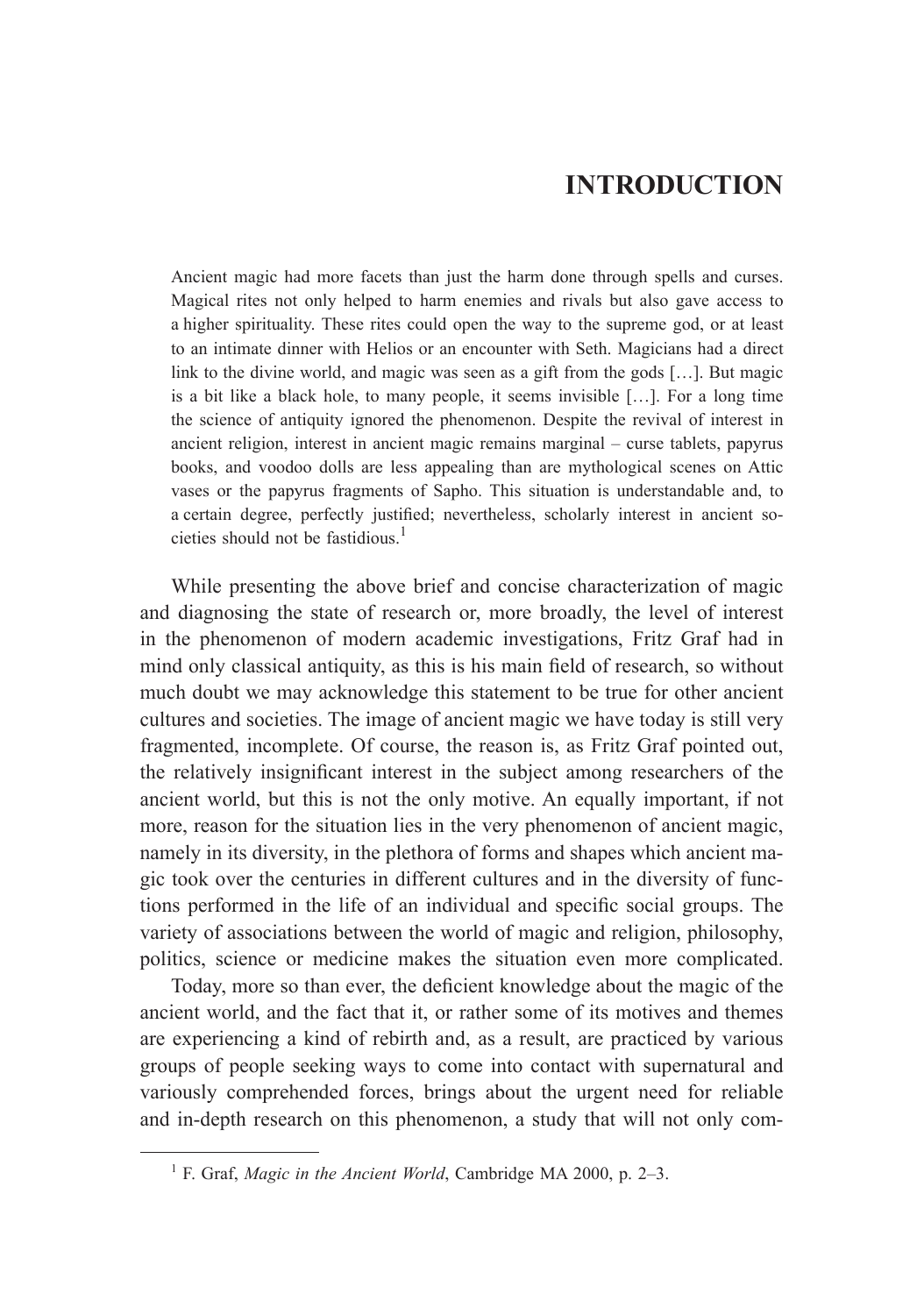# INTRODUCTION

> Ancient magic had more facets than just the harm done through spells and curses. Magical rites not only helped to harm enemies and rivals but also gave access to a higher spirituality. These rites could open the way to the supreme god, or at least to an intimate dinner with Helios or an encounter with Seth. Magicians had a direct link to the divine world, and magic was seen as a gift from the gods […]. But magic is a bit like a black hole, to many people, it seems invisible […]. For a long time the science of antiquity ignored the phenomenon. Despite the revival of interest in ancient religion, interest in ancient magic remains marginal – curse tablets, papyrus books, and voodoo dolls are less appealing than are mythological scenes on Attic vases or the papyrus fragments of Sapho. This situation is understandable and, to a certain degree, perfectly justified; nevertheless, scholarly interest in ancient societies should not be fastidious.[1]

While presenting the above brief and concise characterization of magic and diagnosing the state of research or, more broadly, the level of interest in the phenomenon of modern academic investigations, Fritz Graf had in mind only classical antiquity, as this is his main field of research, so without much doubt we may acknowledge this statement to be true for other ancient cultures and societies. The image of ancient magic we have today is still very fragmented, incomplete. Of course, the reason is, as Fritz Graf pointed out, the relatively insignificant interest in the subject among researchers of the ancient world, but this is not the only motive. An equally important, if not more, reason for the situation lies in the very phenomenon of ancient magic, namely in its diversity, in the plethora of forms and shapes which ancient magic took over the centuries in different cultures and in the diversity of functions performed in the life of an individual and specific social groups. The variety of associations between the world of magic and religion, philosophy, politics, science or medicine makes the situation even more complicated.

Today, more so than ever, the deficient knowledge about the magic of the ancient world, and the fact that it, or rather some of its motives and themes are experiencing a kind of rebirth and, as a result, are practiced by various groups of people seeking ways to come into contact with supernatural and variously comprehended forces, brings about the urgent need for reliable and in-depth research on this phenomenon, a study that will not only com-

---

[1] F. Graf, *Magic in the Ancient World*, Cambridge MA 2000, p. 2–3.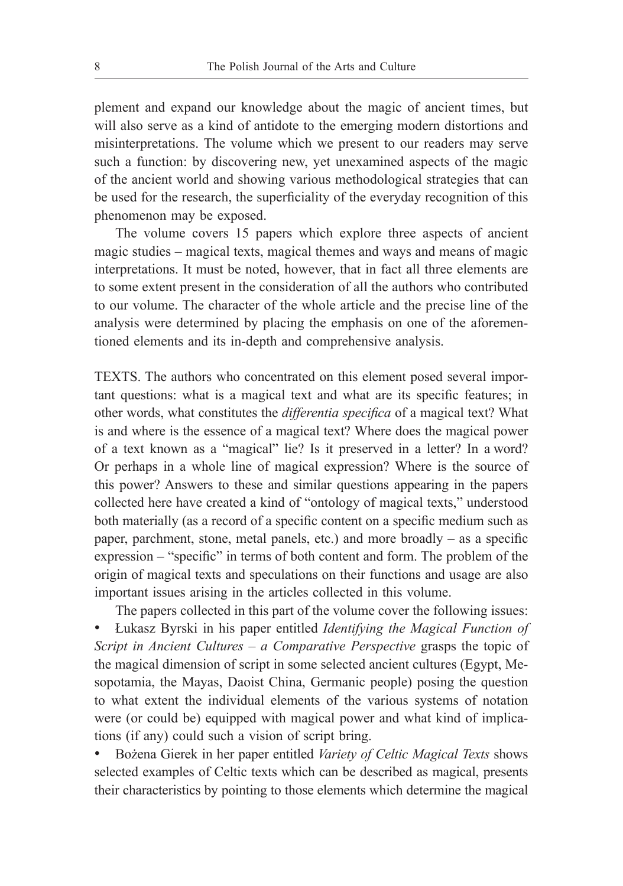plement and expand our knowledge about the magic of ancient times, but will also serve as a kind of antidote to the emerging modern distortions and misinterpretations. The volume which we present to our readers may serve such a function: by discovering new, yet unexamined aspects of the magic of the ancient world and showing various methodological strategies that can be used for the research, the superficiality of the everyday recognition of this phenomenon may be exposed.

The volume covers 15 papers which explore three aspects of ancient magic studies – magical texts, magical themes and ways and means of magic interpretations. It must be noted, however, that in fact all three elements are to some extent present in the consideration of all the authors who contributed to our volume. The character of the whole article and the precise line of the analysis were determined by placing the emphasis on one of the aforementioned elements and its in-depth and comprehensive analysis.

TEXTS. The authors who concentrated on this element posed several important questions: what is a magical text and what are its specific features; in other words, what constitutes the *differentia specifica* of a magical text? What is and where is the essence of a magical text? Where does the magical power of a text known as a "magical" lie? Is it preserved in a letter? In a word? Or perhaps in a whole line of magical expression? Where is the source of this power? Answers to these and similar questions appearing in the papers collected here have created a kind of "ontology of magical texts," understood both materially (as a record of a specific content on a specific medium such as paper, parchment, stone, metal panels, etc.) and more broadly – as a specific expression – "specific" in terms of both content and form. The problem of the origin of magical texts and speculations on their functions and usage are also important issues arising in the articles collected in this volume.

The papers collected in this part of the volume cover the following issues:

- Łukasz Byrski in his paper entitled *Identifying the Magical Function of Script in Ancient Cultures – a Comparative Perspective* grasps the topic of the magical dimension of script in some selected ancient cultures (Egypt, Mesopotamia, the Mayas, Daoist China, Germanic people) posing the question to what extent the individual elements of the various systems of notation were (or could be) equipped with magical power and what kind of implications (if any) could such a vision of script bring.
- Bożena Gierek in her paper entitled *Variety of Celtic Magical Texts* shows selected examples of Celtic texts which can be described as magical, presents their characteristics by pointing to those elements which determine the magical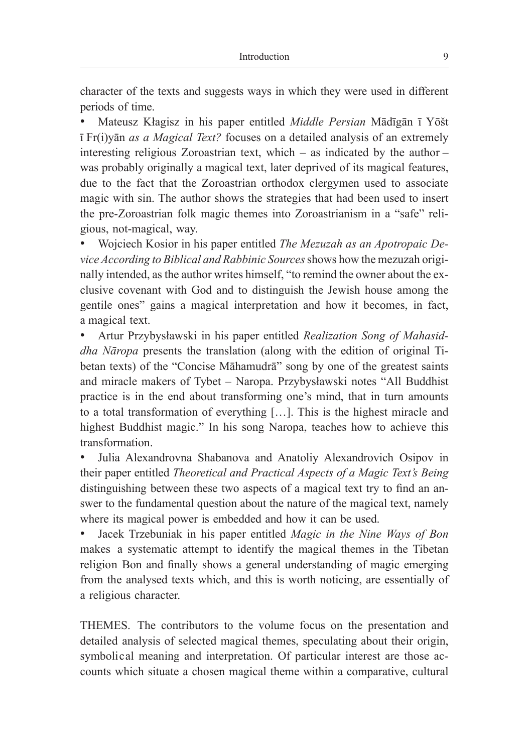character of the texts and suggests ways in which they were used in different periods of time.

- Mateusz Kłagisz in his paper entitled *Middle Persian* Mādīgān ī Yōšt ī Fr(i)yān *as a Magical Text?* focuses on a detailed analysis of an extremely interesting religious Zoroastrian text, which – as indicated by the author – was probably originally a magical text, later deprived of its magical features, due to the fact that the Zoroastrian orthodox clergymen used to associate magic with sin. The author shows the strategies that had been used to insert the pre-Zoroastrian folk magic themes into Zoroastrianism in a "safe" religious, not-magical, way.
- Wojciech Kosior in his paper entitled *The Mezuzah as an Apotropaic Device According to Biblical and Rabbinic Sources* shows how the mezuzah originally intended, as the author writes himself, "to remind the owner about the exclusive covenant with God and to distinguish the Jewish house among the gentile ones" gains a magical interpretation and how it becomes, in fact, a magical text.
- Artur Przybysławski in his paper entitled *Realization Song of Mahasiddha Nāropa* presents the translation (along with the edition of original Tibetan texts) of the "Concise Māhamudrā" song by one of the greatest saints and miracle makers of Tybet – Naropa. Przybysławski notes "All Buddhist practice is in the end about transforming one's mind, that in turn amounts to a total transformation of everything […]. This is the highest miracle and highest Buddhist magic." In his song Naropa, teaches how to achieve this transformation.
- Julia Alexandrovna Shabanova and Anatoliy Alexandrovich Osipov in their paper entitled *Theoretical and Practical Aspects of a Magic Text's Being* distinguishing between these two aspects of a magical text try to find an answer to the fundamental question about the nature of the magical text, namely where its magical power is embedded and how it can be used.
- Jacek Trzebuniak in his paper entitled *Magic in the Nine Ways of Bon* makes a systematic attempt to identify the magical themes in the Tibetan religion Bon and finally shows a general understanding of magic emerging from the analysed texts which, and this is worth noticing, are essentially of a religious character.

THEMES. The contributors to the volume focus on the presentation and detailed analysis of selected magical themes, speculating about their origin, symbolical meaning and interpretation. Of particular interest are those accounts which situate a chosen magical theme within a comparative, cultural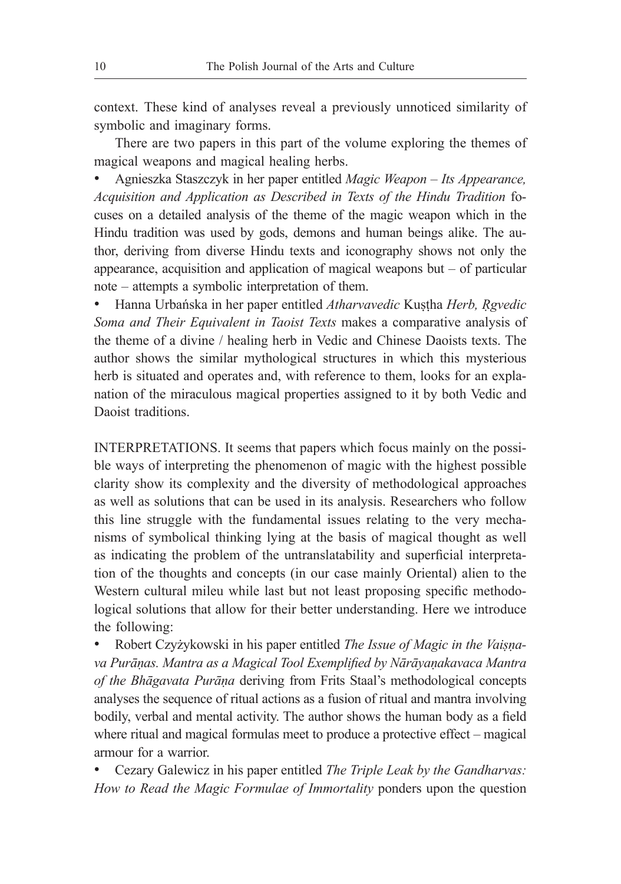context. These kind of analyses reveal a previously unnoticed similarity of symbolic and imaginary forms.

There are two papers in this part of the volume exploring the themes of magical weapons and magical healing herbs.

- Agnieszka Staszczyk in her paper entitled *Magic Weapon – Its Appearance, Acquisition and Application as Described in Texts of the Hindu Tradition* focuses on a detailed analysis of the theme of the magic weapon which in the Hindu tradition was used by gods, demons and human beings alike. The author, deriving from diverse Hindu texts and iconography shows not only the appearance, acquisition and application of magical weapons but – of particular note – attempts a symbolic interpretation of them.
- Hanna Urbańska in her paper entitled *Atharvavedic* Kuṣṭha *Herb, Ṛgvedic Soma and Their Equivalent in Taoist Texts* makes a comparative analysis of the theme of a divine / healing herb in Vedic and Chinese Daoists texts. The author shows the similar mythological structures in which this mysterious herb is situated and operates and, with reference to them, looks for an explanation of the miraculous magical properties assigned to it by both Vedic and Daoist traditions.

INTERPRETATIONS. It seems that papers which focus mainly on the possible ways of interpreting the phenomenon of magic with the highest possible clarity show its complexity and the diversity of methodological approaches as well as solutions that can be used in its analysis. Researchers who follow this line struggle with the fundamental issues relating to the very mechanisms of symbolical thinking lying at the basis of magical thought as well as indicating the problem of the untranslatability and superficial interpretation of the thoughts and concepts (in our case mainly Oriental) alien to the Western cultural mileu while last but not least proposing specific methodological solutions that allow for their better understanding. Here we introduce the following:

- Robert Czyżykowski in his paper entitled *The Issue of Magic in the Vaiṣṇava Purāṇas. Mantra as a Magical Tool Exemplified by Nārāyaṇakavaca Mantra of the Bhāgavata Purāṇa* deriving from Frits Staal's methodological concepts analyses the sequence of ritual actions as a fusion of ritual and mantra involving bodily, verbal and mental activity. The author shows the human body as a field where ritual and magical formulas meet to produce a protective effect – magical armour for a warrior.
- Cezary Galewicz in his paper entitled *The Triple Leak by the Gandharvas: How to Read the Magic Formulae of Immortality* ponders upon the question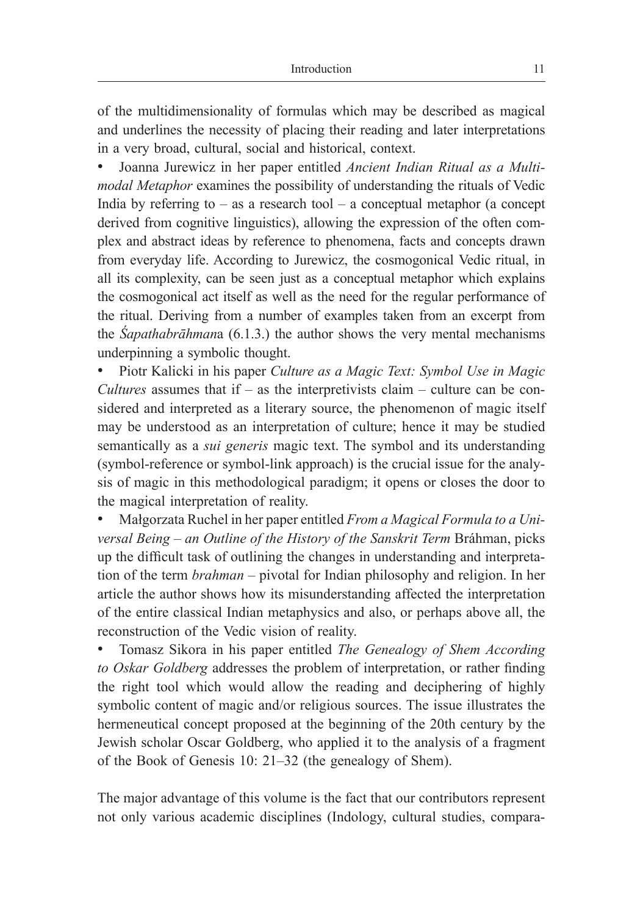of the multidimensionality of formulas which may be described as magical and underlines the necessity of placing their reading and later interpretations in a very broad, cultural, social and historical, context.

- Joanna Jurewicz in her paper entitled *Ancient Indian Ritual as a Multimodal Metaphor* examines the possibility of understanding the rituals of Vedic India by referring to – as a research tool – a conceptual metaphor (a concept derived from cognitive linguistics), allowing the expression of the often complex and abstract ideas by reference to phenomena, facts and concepts drawn from everyday life. According to Jurewicz, the cosmogonical Vedic ritual, in all its complexity, can be seen just as a conceptual metaphor which explains the cosmogonical act itself as well as the need for the regular performance of the ritual. Deriving from a number of examples taken from an excerpt from the *Śapathabrāhman*a (6.1.3.) the author shows the very mental mechanisms underpinning a symbolic thought.
- Piotr Kalicki in his paper *Culture as a Magic Text: Symbol Use in Magic Cultures* assumes that if – as the interpretivists claim – culture can be considered and interpreted as a literary source, the phenomenon of magic itself may be understood as an interpretation of culture; hence it may be studied semantically as a *sui generis* magic text. The symbol and its understanding (symbol-reference or symbol-link approach) is the crucial issue for the analysis of magic in this methodological paradigm; it opens or closes the door to the magical interpretation of reality.
- Małgorzata Ruchel in her paper entitled *From a Magical Formula to a Universal Being – an Outline of the History of the Sanskrit Term* Bráhman, picks up the difficult task of outlining the changes in understanding and interpretation of the term *brahman* – pivotal for Indian philosophy and religion. In her article the author shows how its misunderstanding affected the interpretation of the entire classical Indian metaphysics and also, or perhaps above all, the reconstruction of the Vedic vision of reality.
- Tomasz Sikora in his paper entitled *The Genealogy of Shem According to Oskar Goldberg* addresses the problem of interpretation, or rather finding the right tool which would allow the reading and deciphering of highly symbolic content of magic and/or religious sources. The issue illustrates the hermeneutical concept proposed at the beginning of the 20th century by the Jewish scholar Oscar Goldberg, who applied it to the analysis of a fragment of the Book of Genesis 10: 21–32 (the genealogy of Shem).

The major advantage of this volume is the fact that our contributors represent not only various academic disciplines (Indology, cultural studies, compara-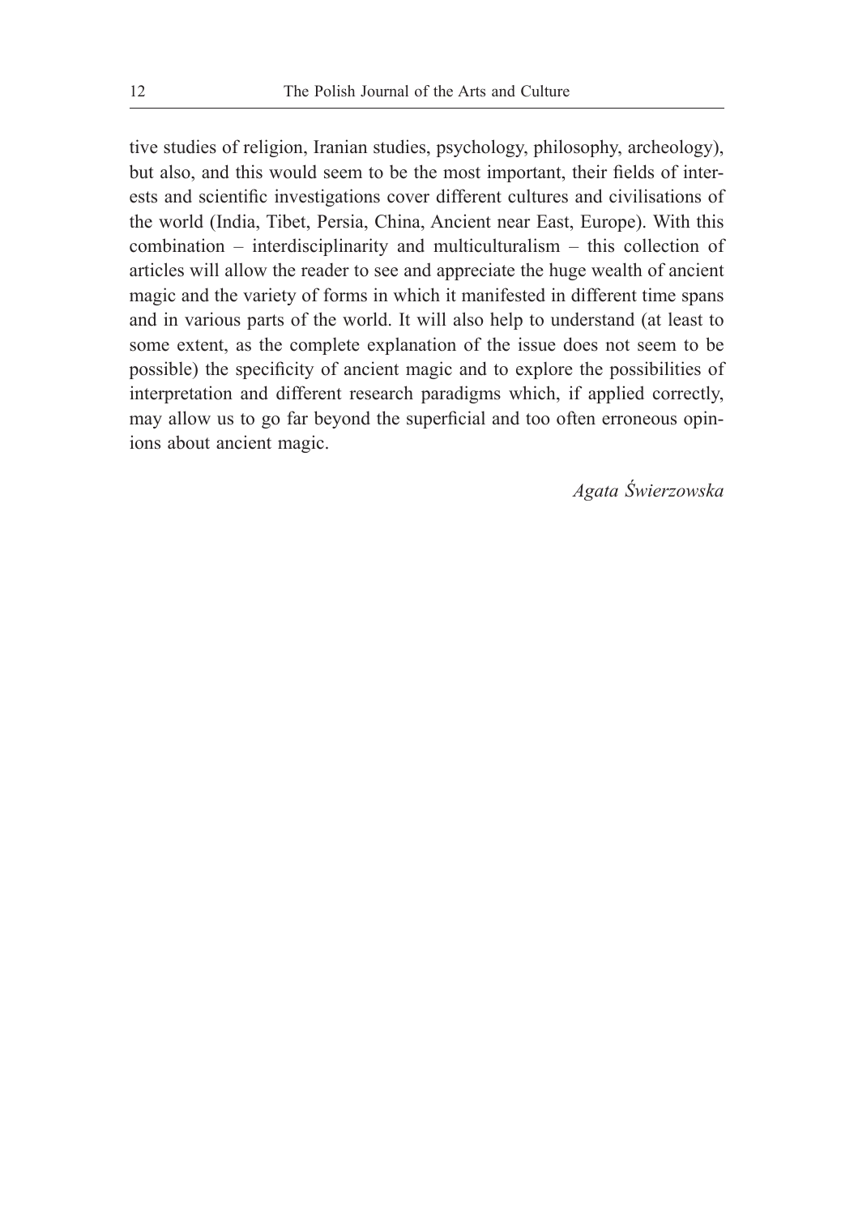tive studies of religion, Iranian studies, psychology, philosophy, archeology), but also, and this would seem to be the most important, their fields of interests and scientific investigations cover different cultures and civilisations of the world (India, Tibet, Persia, China, Ancient near East, Europe). With this combination – interdisciplinarity and multiculturalism – this collection of articles will allow the reader to see and appreciate the huge wealth of ancient magic and the variety of forms in which it manifested in different time spans and in various parts of the world. It will also help to understand (at least to some extent, as the complete explanation of the issue does not seem to be possible) the specificity of ancient magic and to explore the possibilities of interpretation and different research paradigms which, if applied correctly, may allow us to go far beyond the superficial and too often erroneous opinions about ancient magic.

*Agata Świerzowska*